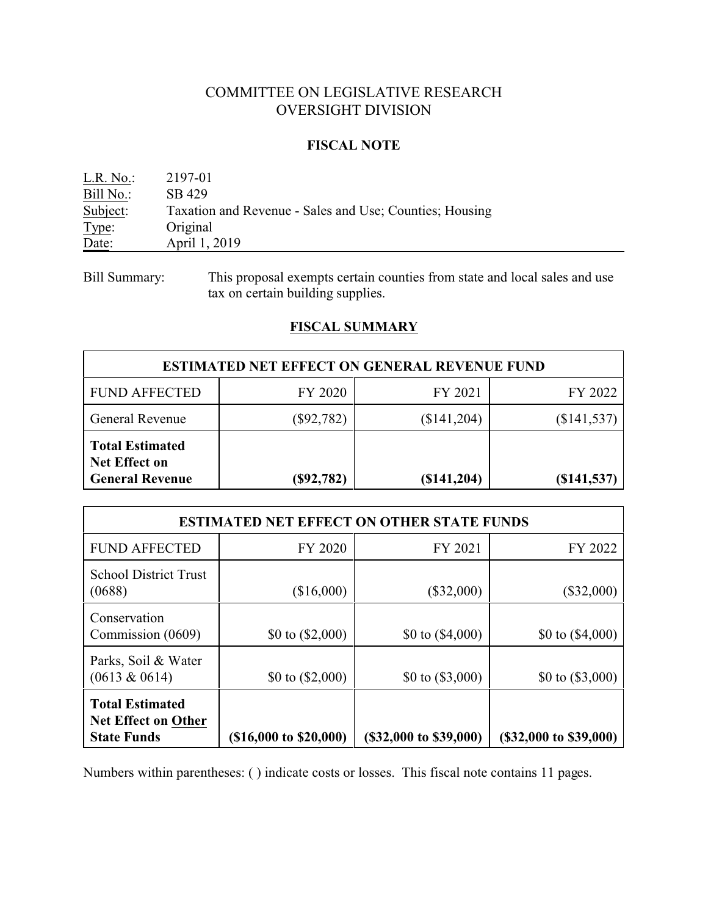# COMMITTEE ON LEGISLATIVE RESEARCH
# OVERSIGHT DIVISION

## FISCAL NOTE

L.R. No.: 2197-01
Bill No.: SB 429
Subject: Taxation and Revenue - Sales and Use; Counties; Housing
Type: Original
Date: April 1, 2019

Bill Summary: This proposal exempts certain counties from state and local sales and use tax on certain building supplies.

## FISCAL SUMMARY

| ESTIMATED NET EFFECT ON GENERAL REVENUE FUND | | | |
|---|---|---|---|
| FUND AFFECTED | FY 2020 | FY 2021 | FY 2022 |
| General Revenue | ($92,782) | ($141,204) | ($141,537) |
| **Total Estimated Net Effect on General Revenue** | **($92,782)** | **($141,204)** | **($141,537)** |

| ESTIMATED NET EFFECT ON OTHER STATE FUNDS | | | |
|---|---|---|---|
| FUND AFFECTED | FY 2020 | FY 2021 | FY 2022 |
| School District Trust (0688) | ($16,000) | ($32,000) | ($32,000) |
| Conservation Commission (0609) | $0 to ($2,000) | $0 to ($4,000) | $0 to ($4,000) |
| Parks, Soil & Water (0613 & 0614) | $0 to ($2,000) | $0 to ($3,000) | $0 to ($3,000) |
| **Total Estimated Net Effect on Other State Funds** | **($16,000 to $20,000)** | **($32,000 to $39,000)** | **($32,000 to $39,000)** |

Numbers within parentheses: ( ) indicate costs or losses. This fiscal note contains 11 pages.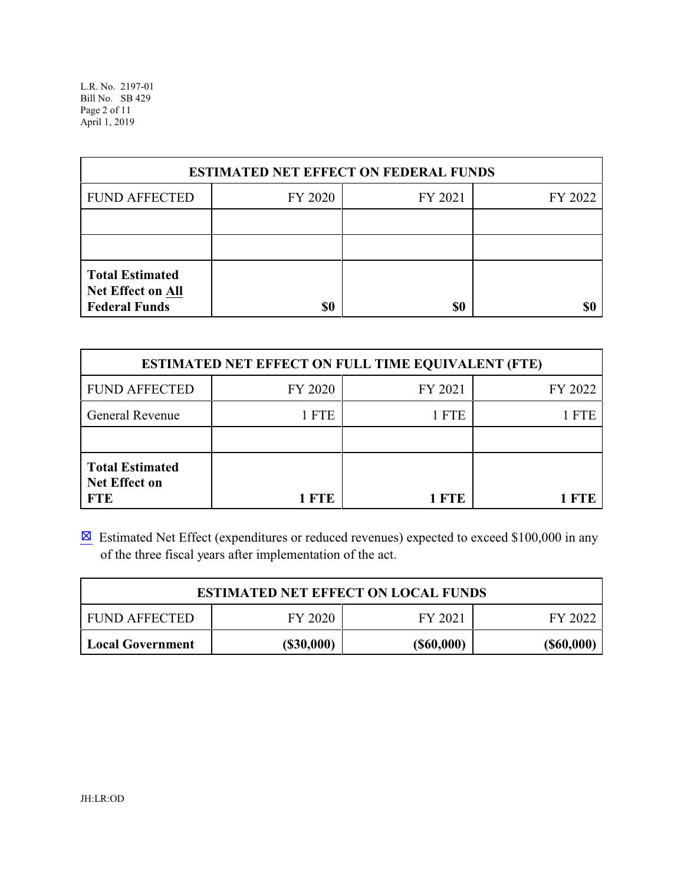| ESTIMATED NET EFFECT ON FEDERAL FUNDS | | | |
|---|---|---|---|
| FUND AFFECTED | FY 2020 | FY 2021 | FY 2022 |
| | | | |
| | | | |
| **Total Estimated Net Effect on All Federal Funds** | **$0** | **$0** | **$0** |

| ESTIMATED NET EFFECT ON FULL TIME EQUIVALENT (FTE) | | | |
|---|---|---|---|
| FUND AFFECTED | FY 2020 | FY 2021 | FY 2022 |
| General Revenue | 1 FTE | 1 FTE | 1 FTE |
| | | | |
| **Total Estimated Net Effect on FTE** | **1 FTE** | **1 FTE** | **1 FTE** |

☒ Estimated Net Effect (expenditures or reduced revenues) expected to exceed $100,000 in any of the three fiscal years after implementation of the act.

| ESTIMATED NET EFFECT ON LOCAL FUNDS | | | |
|---|---|---|---|
| FUND AFFECTED | FY 2020 | FY 2021 | FY 2022 |
| **Local Government** | **($30,000)** | **($60,000)** | **($60,000)** |

JH:LR:OD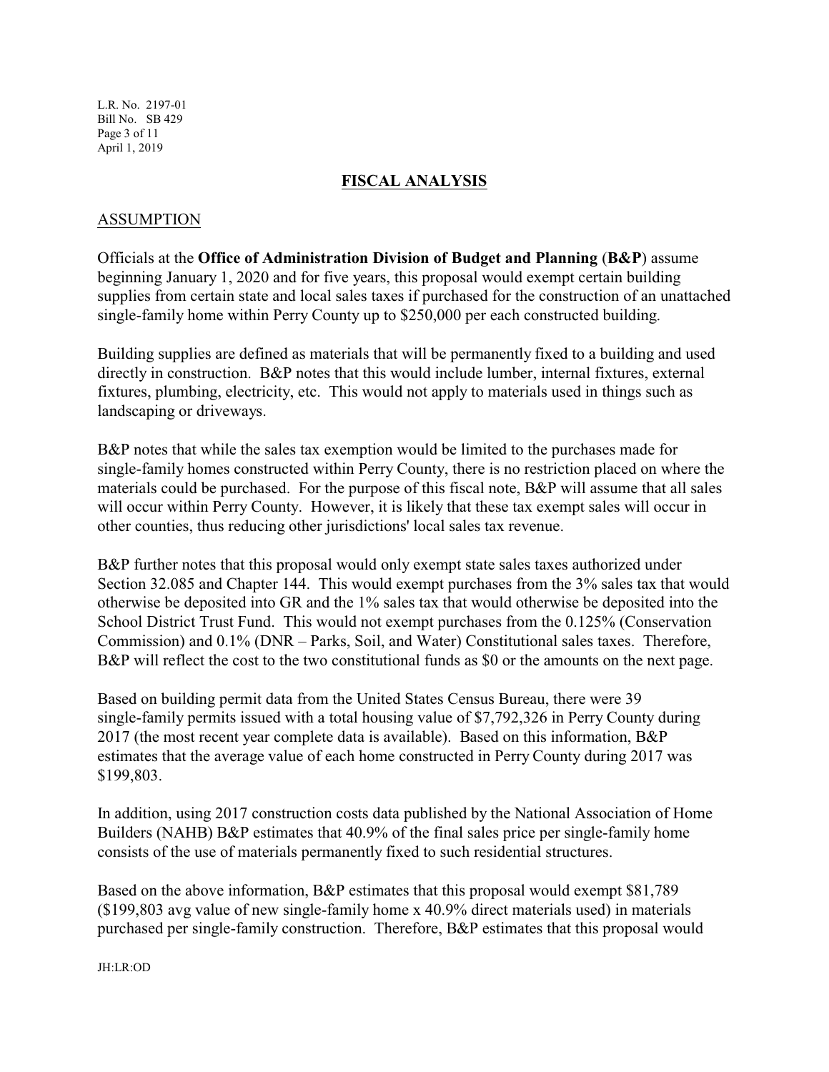## FISCAL ANALYSIS

### ASSUMPTION

Officials at the **Office of Administration Division of Budget and Planning** (**B&P**) assume beginning January 1, 2020 and for five years, this proposal would exempt certain building supplies from certain state and local sales taxes if purchased for the construction of an unattached single-family home within Perry County up to $250,000 per each constructed building.

Building supplies are defined as materials that will be permanently fixed to a building and used directly in construction. B&P notes that this would include lumber, internal fixtures, external fixtures, plumbing, electricity, etc. This would not apply to materials used in things such as landscaping or driveways.

B&P notes that while the sales tax exemption would be limited to the purchases made for single-family homes constructed within Perry County, there is no restriction placed on where the materials could be purchased. For the purpose of this fiscal note, B&P will assume that all sales will occur within Perry County. However, it is likely that these tax exempt sales will occur in other counties, thus reducing other jurisdictions' local sales tax revenue.

B&P further notes that this proposal would only exempt state sales taxes authorized under Section 32.085 and Chapter 144. This would exempt purchases from the 3% sales tax that would otherwise be deposited into GR and the 1% sales tax that would otherwise be deposited into the School District Trust Fund. This would not exempt purchases from the 0.125% (Conservation Commission) and 0.1% (DNR – Parks, Soil, and Water) Constitutional sales taxes. Therefore, B&P will reflect the cost to the two constitutional funds as $0 or the amounts on the next page.

Based on building permit data from the United States Census Bureau, there were 39 single-family permits issued with a total housing value of $7,792,326 in Perry County during 2017 (the most recent year complete data is available). Based on this information, B&P estimates that the average value of each home constructed in Perry County during 2017 was $199,803.

In addition, using 2017 construction costs data published by the National Association of Home Builders (NAHB) B&P estimates that 40.9% of the final sales price per single-family home consists of the use of materials permanently fixed to such residential structures.

Based on the above information, B&P estimates that this proposal would exempt $81,789 ($199,803 avg value of new single-family home x 40.9% direct materials used) in materials purchased per single-family construction. Therefore, B&P estimates that this proposal would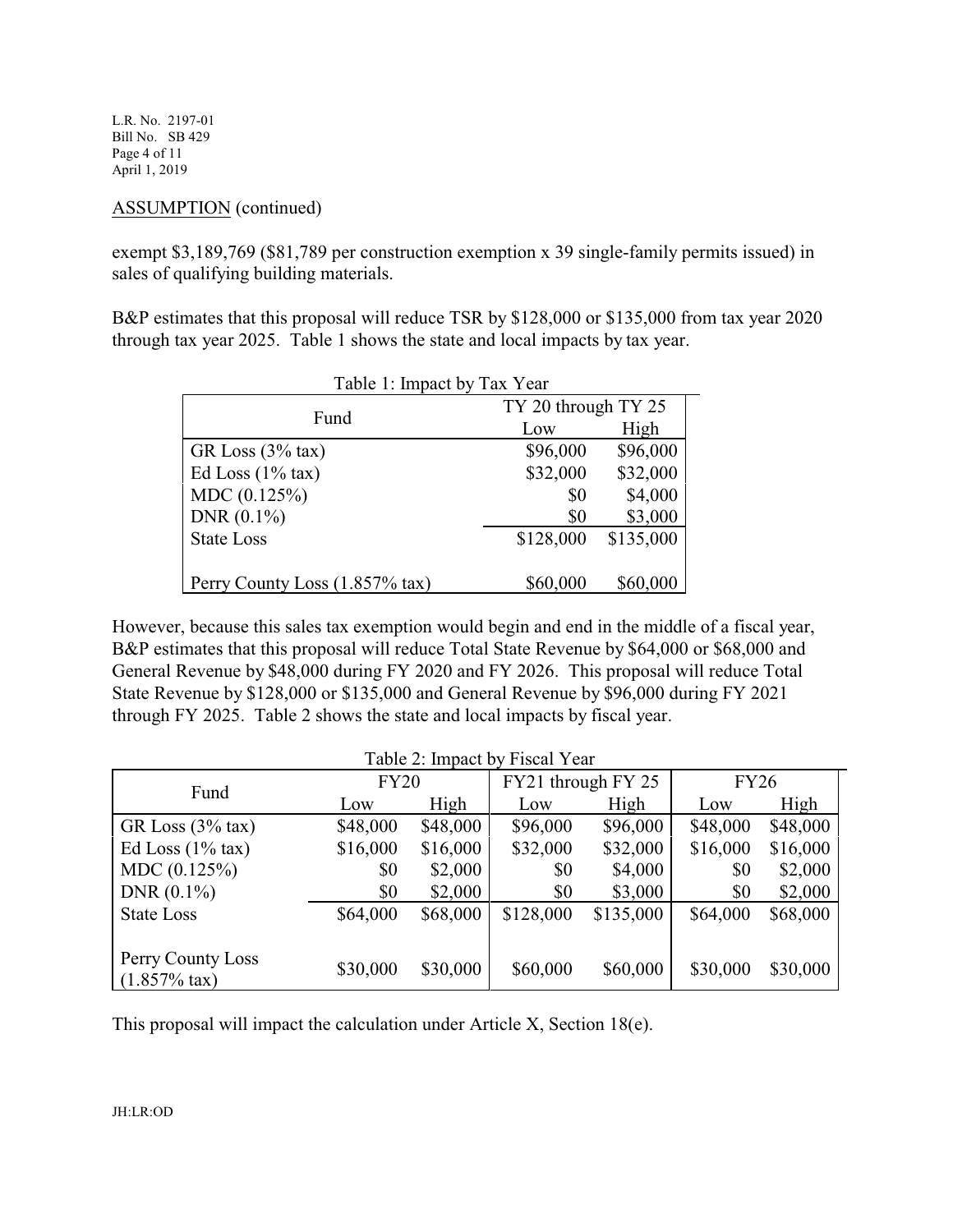ASSUMPTION (continued)

exempt $3,189,769 ($81,789 per construction exemption x 39 single-family permits issued) in sales of qualifying building materials.

B&P estimates that this proposal will reduce TSR by $128,000 or $135,000 from tax year 2020 through tax year 2025. Table 1 shows the state and local impacts by tax year.

Table 1: Impact by Tax Year

| Fund | TY 20 through TY 25 | |
|---|---|---|
| | Low | High |
| GR Loss (3% tax) | $96,000 | $96,000 |
| Ed Loss (1% tax) | $32,000 | $32,000 |
| MDC (0.125%) | $0 | $4,000 |
| DNR (0.1%) | $0 | $3,000 |
| State Loss | $128,000 | $135,000 |
| Perry County Loss (1.857% tax) | $60,000 | $60,000 |

However, because this sales tax exemption would begin and end in the middle of a fiscal year, B&P estimates that this proposal will reduce Total State Revenue by $64,000 or $68,000 and General Revenue by $48,000 during FY 2020 and FY 2026. This proposal will reduce Total State Revenue by $128,000 or $135,000 and General Revenue by $96,000 during FY 2021 through FY 2025. Table 2 shows the state and local impacts by fiscal year.

Table 2: Impact by Fiscal Year

| Fund | FY20 | | FY21 through FY 25 | | FY26 | |
|---|---|---|---|---|---|---|
| | Low | High | Low | High | Low | High |
| GR Loss (3% tax) | $48,000 | $48,000 | $96,000 | $96,000 | $48,000 | $48,000 |
| Ed Loss (1% tax) | $16,000 | $16,000 | $32,000 | $32,000 | $16,000 | $16,000 |
| MDC (0.125%) | $0 | $2,000 | $0 | $4,000 | $0 | $2,000 |
| DNR (0.1%) | $0 | $2,000 | $0 | $3,000 | $0 | $2,000 |
| State Loss | $64,000 | $68,000 | $128,000 | $135,000 | $64,000 | $68,000 |
| Perry County Loss (1.857% tax) | $30,000 | $30,000 | $60,000 | $60,000 | $30,000 | $30,000 |

This proposal will impact the calculation under Article X, Section 18(e).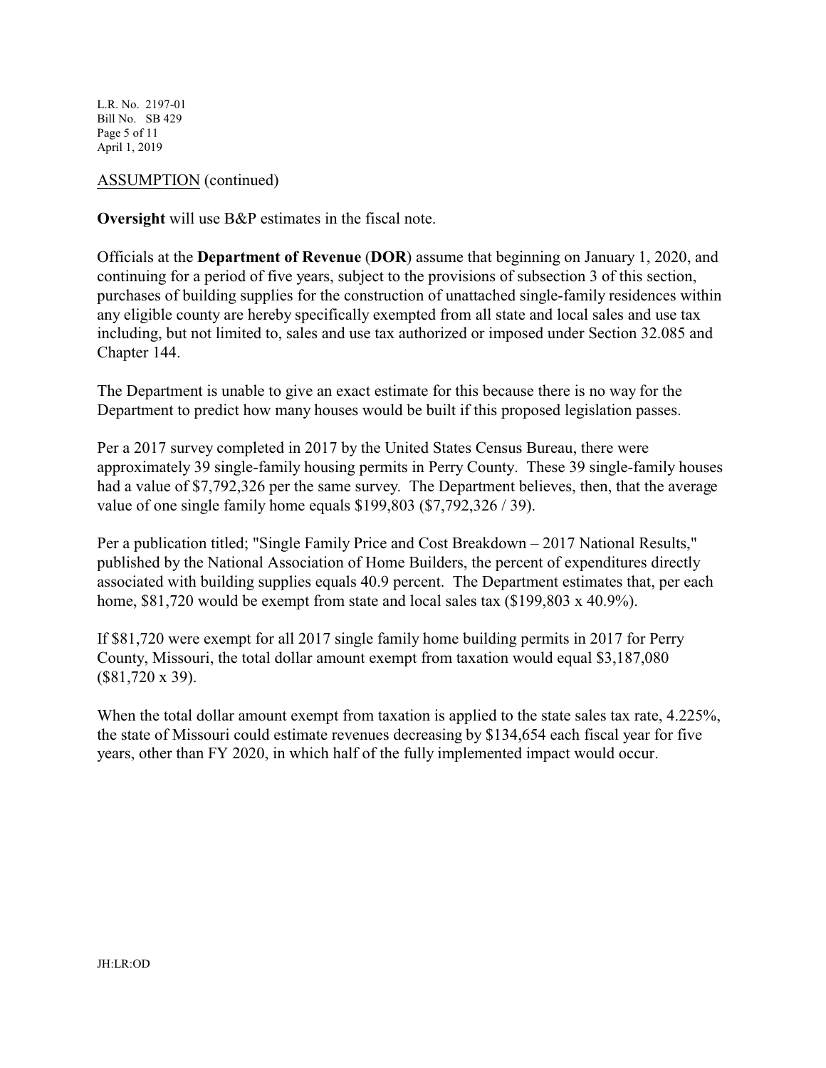ASSUMPTION (continued)

**Oversight** will use B&P estimates in the fiscal note.

Officials at the **Department of Revenue** (**DOR**) assume that beginning on January 1, 2020, and continuing for a period of five years, subject to the provisions of subsection 3 of this section, purchases of building supplies for the construction of unattached single-family residences within any eligible county are hereby specifically exempted from all state and local sales and use tax including, but not limited to, sales and use tax authorized or imposed under Section 32.085 and Chapter 144.

The Department is unable to give an exact estimate for this because there is no way for the Department to predict how many houses would be built if this proposed legislation passes.

Per a 2017 survey completed in 2017 by the United States Census Bureau, there were approximately 39 single-family housing permits in Perry County. These 39 single-family houses had a value of $7,792,326 per the same survey. The Department believes, then, that the average value of one single family home equals $199,803 ($7,792,326 / 39).

Per a publication titled; "Single Family Price and Cost Breakdown – 2017 National Results," published by the National Association of Home Builders, the percent of expenditures directly associated with building supplies equals 40.9 percent. The Department estimates that, per each home, $81,720 would be exempt from state and local sales tax ($199,803 x 40.9%).

If $81,720 were exempt for all 2017 single family home building permits in 2017 for Perry County, Missouri, the total dollar amount exempt from taxation would equal $3,187,080 ($81,720 x 39).

When the total dollar amount exempt from taxation is applied to the state sales tax rate, 4.225%, the state of Missouri could estimate revenues decreasing by $134,654 each fiscal year for five years, other than FY 2020, in which half of the fully implemented impact would occur.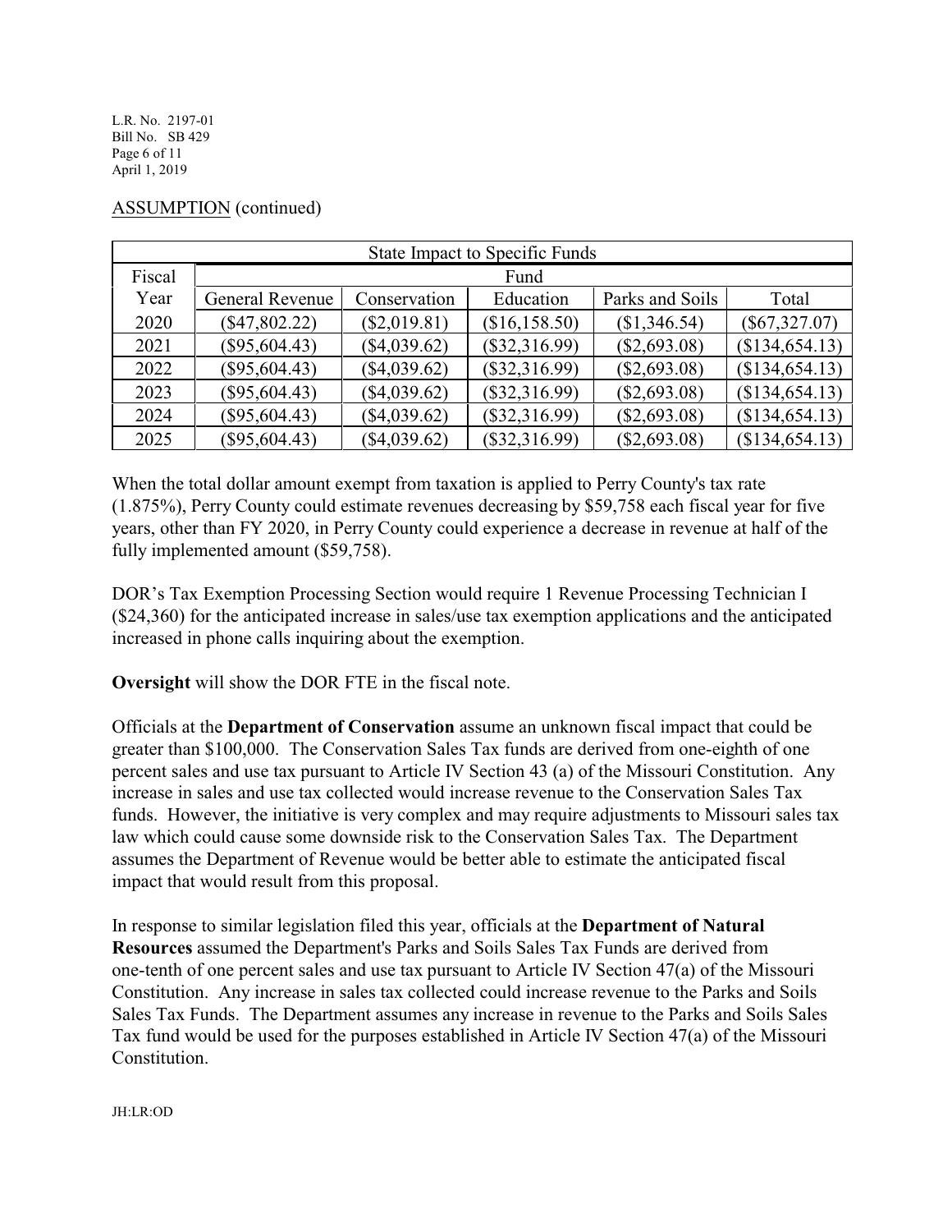ASSUMPTION (continued)

| State Impact to Specific Funds | | | | | |
|---|---|---|---|---|---|
| Fiscal | Fund | | | | |
| Year | General Revenue | Conservation | Education | Parks and Soils | Total |
| 2020 | ($47,802.22) | ($2,019.81) | ($16,158.50) | ($1,346.54) | ($67,327.07) |
| 2021 | ($95,604.43) | ($4,039.62) | ($32,316.99) | ($2,693.08) | ($134,654.13) |
| 2022 | ($95,604.43) | ($4,039.62) | ($32,316.99) | ($2,693.08) | ($134,654.13) |
| 2023 | ($95,604.43) | ($4,039.62) | ($32,316.99) | ($2,693.08) | ($134,654.13) |
| 2024 | ($95,604.43) | ($4,039.62) | ($32,316.99) | ($2,693.08) | ($134,654.13) |
| 2025 | ($95,604.43) | ($4,039.62) | ($32,316.99) | ($2,693.08) | ($134,654.13) |

When the total dollar amount exempt from taxation is applied to Perry County's tax rate (1.875%), Perry County could estimate revenues decreasing by $59,758 each fiscal year for five years, other than FY 2020, in Perry County could experience a decrease in revenue at half of the fully implemented amount ($59,758).

DOR's Tax Exemption Processing Section would require 1 Revenue Processing Technician I ($24,360) for the anticipated increase in sales/use tax exemption applications and the anticipated increased in phone calls inquiring about the exemption.

**Oversight** will show the DOR FTE in the fiscal note.

Officials at the **Department of Conservation** assume an unknown fiscal impact that could be greater than $100,000. The Conservation Sales Tax funds are derived from one-eighth of one percent sales and use tax pursuant to Article IV Section 43 (a) of the Missouri Constitution. Any increase in sales and use tax collected would increase revenue to the Conservation Sales Tax funds. However, the initiative is very complex and may require adjustments to Missouri sales tax law which could cause some downside risk to the Conservation Sales Tax. The Department assumes the Department of Revenue would be better able to estimate the anticipated fiscal impact that would result from this proposal.

In response to similar legislation filed this year, officials at the **Department of Natural Resources** assumed the Department's Parks and Soils Sales Tax Funds are derived from one-tenth of one percent sales and use tax pursuant to Article IV Section 47(a) of the Missouri Constitution. Any increase in sales tax collected could increase revenue to the Parks and Soils Sales Tax Funds. The Department assumes any increase in revenue to the Parks and Soils Sales Tax fund would be used for the purposes established in Article IV Section 47(a) of the Missouri Constitution.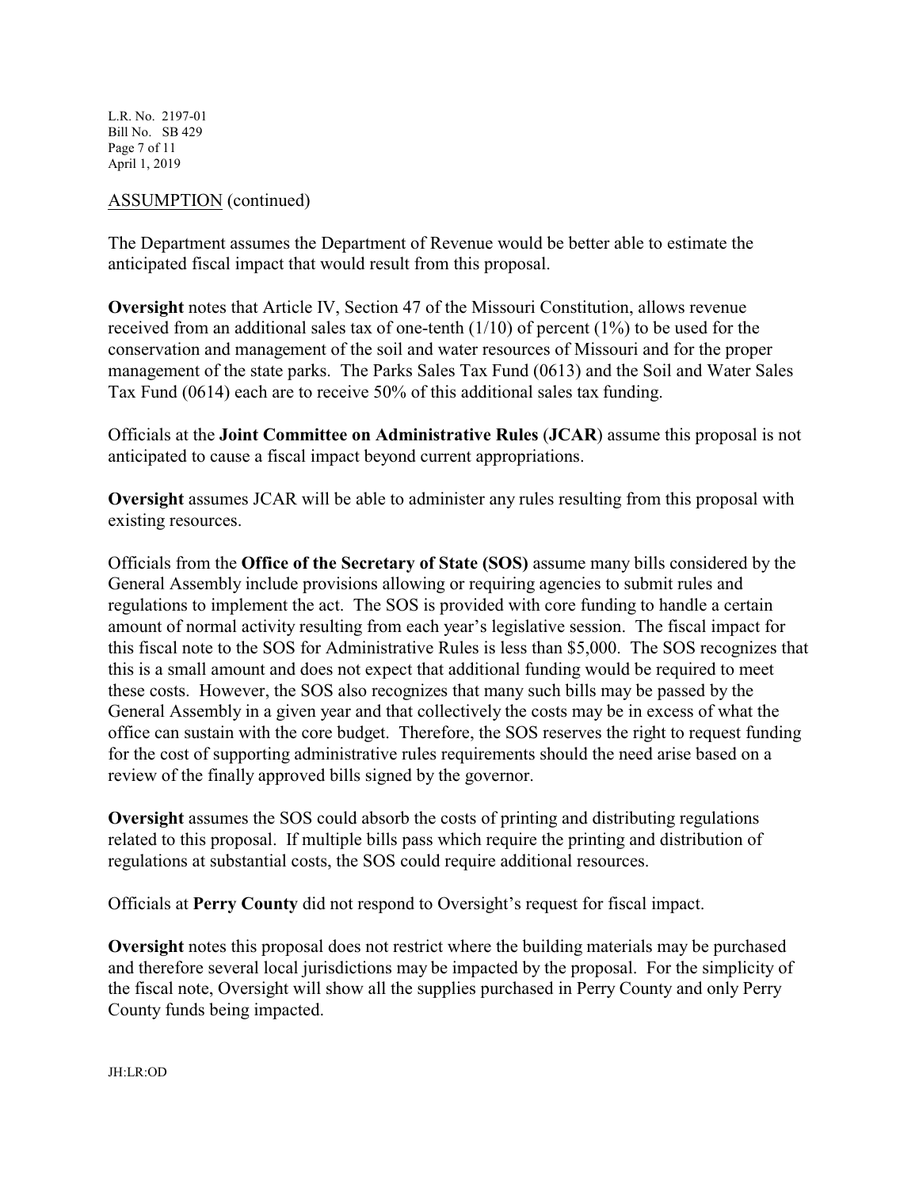ASSUMPTION (continued)

The Department assumes the Department of Revenue would be better able to estimate the anticipated fiscal impact that would result from this proposal.

**Oversight** notes that Article IV, Section 47 of the Missouri Constitution, allows revenue received from an additional sales tax of one-tenth (1/10) of percent (1%) to be used for the conservation and management of the soil and water resources of Missouri and for the proper management of the state parks. The Parks Sales Tax Fund (0613) and the Soil and Water Sales Tax Fund (0614) each are to receive 50% of this additional sales tax funding.

Officials at the **Joint Committee on Administrative Rules** (**JCAR**) assume this proposal is not anticipated to cause a fiscal impact beyond current appropriations.

**Oversight** assumes JCAR will be able to administer any rules resulting from this proposal with existing resources.

Officials from the **Office of the Secretary of State (SOS)** assume many bills considered by the General Assembly include provisions allowing or requiring agencies to submit rules and regulations to implement the act. The SOS is provided with core funding to handle a certain amount of normal activity resulting from each year's legislative session. The fiscal impact for this fiscal note to the SOS for Administrative Rules is less than $5,000. The SOS recognizes that this is a small amount and does not expect that additional funding would be required to meet these costs. However, the SOS also recognizes that many such bills may be passed by the General Assembly in a given year and that collectively the costs may be in excess of what the office can sustain with the core budget. Therefore, the SOS reserves the right to request funding for the cost of supporting administrative rules requirements should the need arise based on a review of the finally approved bills signed by the governor.

**Oversight** assumes the SOS could absorb the costs of printing and distributing regulations related to this proposal. If multiple bills pass which require the printing and distribution of regulations at substantial costs, the SOS could require additional resources.

Officials at **Perry County** did not respond to Oversight's request for fiscal impact.

**Oversight** notes this proposal does not restrict where the building materials may be purchased and therefore several local jurisdictions may be impacted by the proposal. For the simplicity of the fiscal note, Oversight will show all the supplies purchased in Perry County and only Perry County funds being impacted.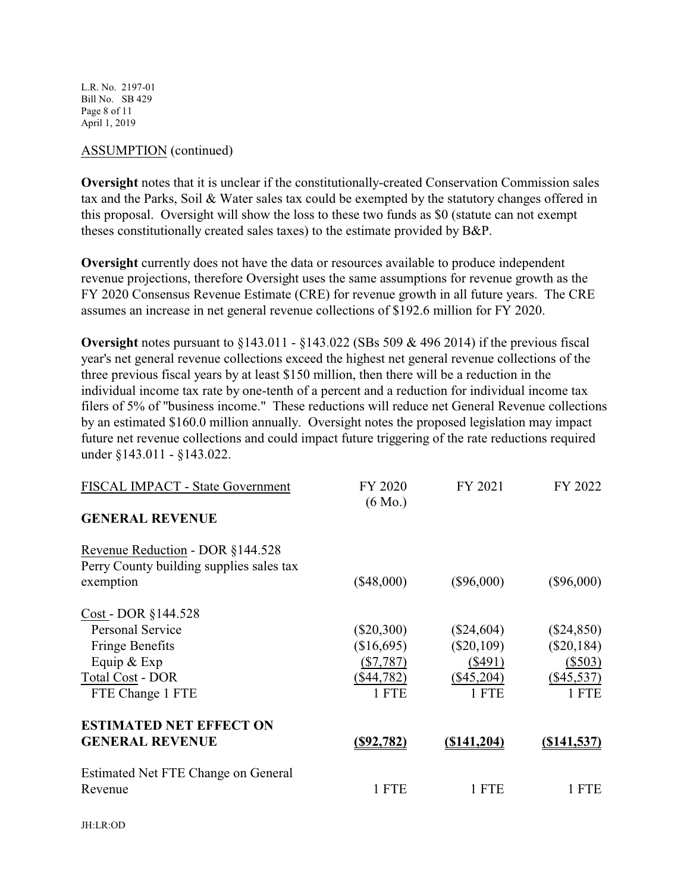ASSUMPTION (continued)

**Oversight** notes that it is unclear if the constitutionally-created Conservation Commission sales tax and the Parks, Soil & Water sales tax could be exempted by the statutory changes offered in this proposal. Oversight will show the loss to these two funds as $0 (statute can not exempt theses constitutionally created sales taxes) to the estimate provided by B&P.

**Oversight** currently does not have the data or resources available to produce independent revenue projections, therefore Oversight uses the same assumptions for revenue growth as the FY 2020 Consensus Revenue Estimate (CRE) for revenue growth in all future years. The CRE assumes an increase in net general revenue collections of $192.6 million for FY 2020.

**Oversight** notes pursuant to §143.011 - §143.022 (SBs 509 & 496 2014) if the previous fiscal year's net general revenue collections exceed the highest net general revenue collections of the three previous fiscal years by at least $150 million, then there will be a reduction in the individual income tax rate by one-tenth of a percent and a reduction for individual income tax filers of 5% of "business income." These reductions will reduce net General Revenue collections by an estimated $160.0 million annually. Oversight notes the proposed legislation may impact future net revenue collections and could impact future triggering of the rate reductions required under §143.011 - §143.022.

| FISCAL IMPACT - State Government | FY 2020 (6 Mo.) | FY 2021 | FY 2022 |
|---|---|---|---|
| **GENERAL REVENUE** | | | |
| Revenue Reduction - DOR §144.528 Perry County building supplies sales tax exemption | ($48,000) | ($96,000) | ($96,000) |
| Cost - DOR §144.528 | | | |
| Personal Service | ($20,300) | ($24,604) | ($24,850) |
| Fringe Benefits | ($16,695) | ($20,109) | ($20,184) |
| Equip & Exp | ($7,787) | ($491) | ($503) |
| Total Cost - DOR | ($44,782) | ($45,204) | ($45,537) |
| FTE Change 1 FTE | 1 FTE | 1 FTE | 1 FTE |
| **ESTIMATED NET EFFECT ON GENERAL REVENUE** | **($92,782)** | **($141,204)** | **($141,537)** |
| Estimated Net FTE Change on General Revenue | 1 FTE | 1 FTE | 1 FTE |

JH:LR:OD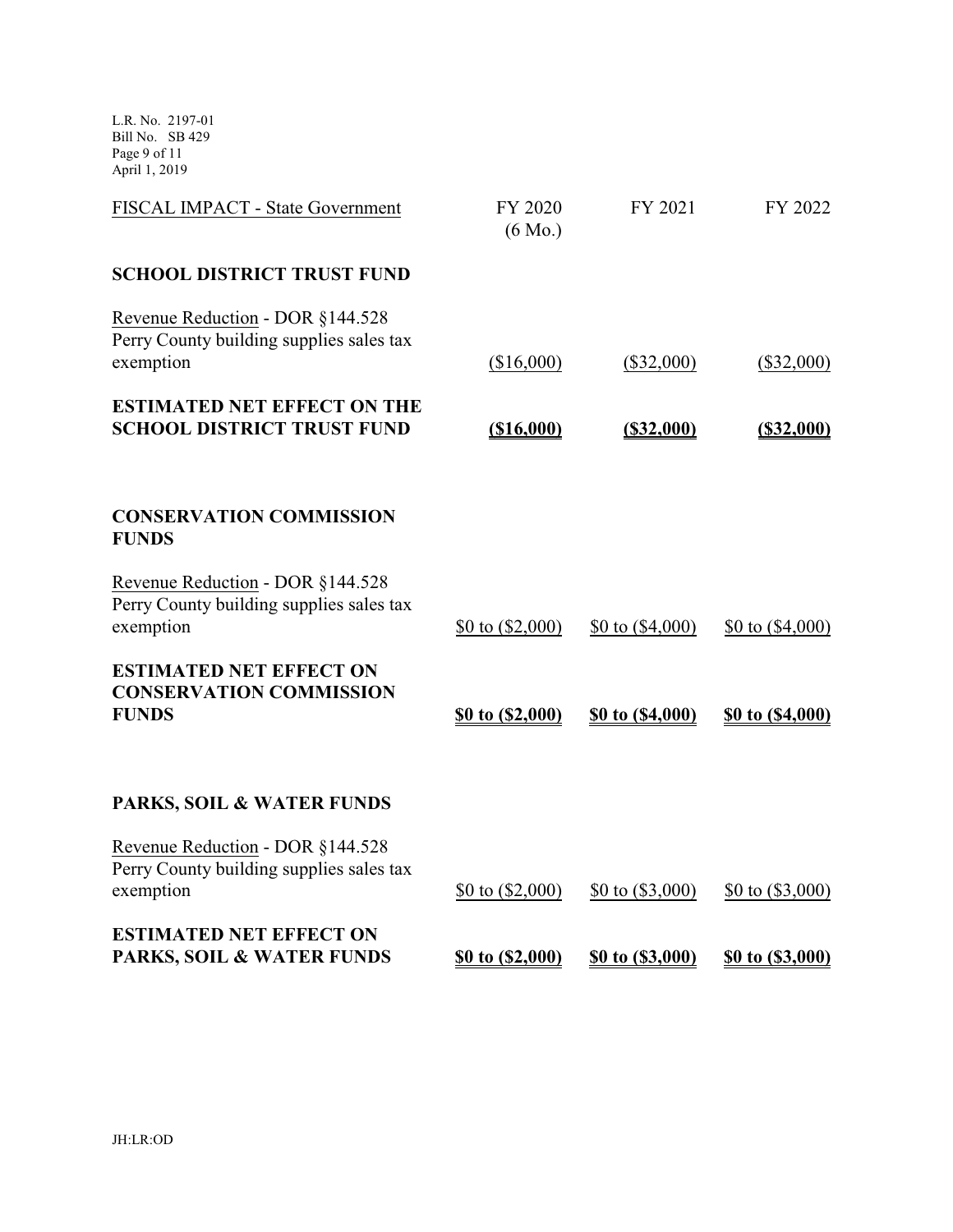| FISCAL IMPACT - State Government | FY 2020 (6 Mo.) | FY 2021 | FY 2022 |
|---|---|---|---|
| **SCHOOL DISTRICT TRUST FUND** | | | |
| Revenue Reduction - DOR §144.528 Perry County building supplies sales tax exemption | ($16,000) | ($32,000) | ($32,000) |
| **ESTIMATED NET EFFECT ON THE SCHOOL DISTRICT TRUST FUND** | **($16,000)** | **($32,000)** | **($32,000)** |
| | | | |
| **CONSERVATION COMMISSION FUNDS** | | | |
| Revenue Reduction - DOR §144.528 Perry County building supplies sales tax exemption | $0 to ($2,000) | $0 to ($4,000) | $0 to ($4,000) |
| **ESTIMATED NET EFFECT ON CONSERVATION COMMISSION FUNDS** | **$0 to ($2,000)** | **$0 to ($4,000)** | **$0 to ($4,000)** |
| | | | |
| **PARKS, SOIL & WATER FUNDS** | | | |
| Revenue Reduction - DOR §144.528 Perry County building supplies sales tax exemption | $0 to ($2,000) | $0 to ($3,000) | $0 to ($3,000) |
| **ESTIMATED NET EFFECT ON PARKS, SOIL & WATER FUNDS** | **$0 to ($2,000)** | **$0 to ($3,000)** | **$0 to ($3,000)** |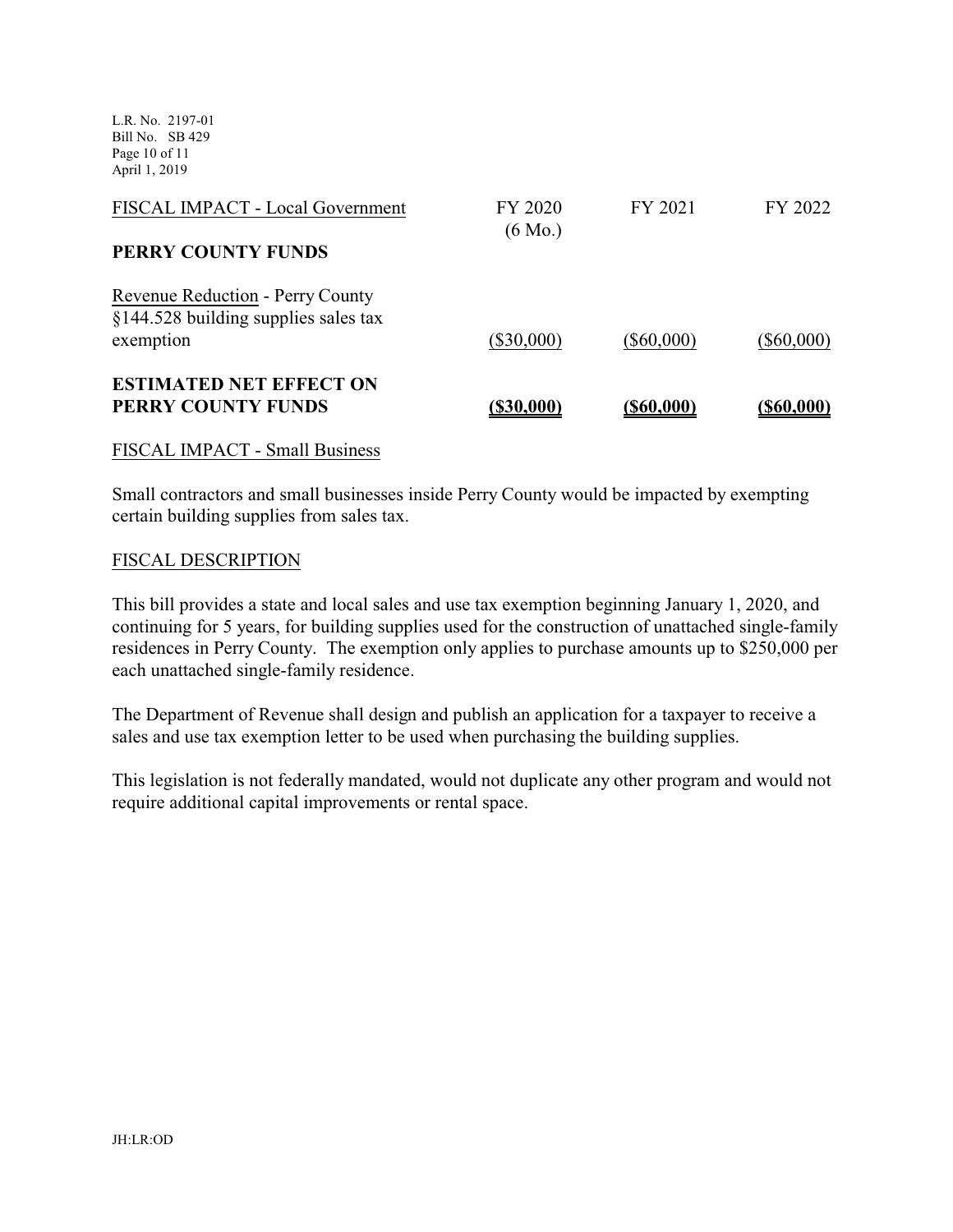| FISCAL IMPACT - Local Government | FY 2020 (6 Mo.) | FY 2021 | FY 2022 |
|---|---|---|---|
| **PERRY COUNTY FUNDS** | | | |
| Revenue Reduction - Perry County §144.528 building supplies sales tax exemption | ($30,000) | ($60,000) | ($60,000) |
| **ESTIMATED NET EFFECT ON PERRY COUNTY FUNDS** | **($30,000)** | **($60,000)** | **($60,000)** |

FISCAL IMPACT - Small Business

Small contractors and small businesses inside Perry County would be impacted by exempting certain building supplies from sales tax.

FISCAL DESCRIPTION

This bill provides a state and local sales and use tax exemption beginning January 1, 2020, and continuing for 5 years, for building supplies used for the construction of unattached single-family residences in Perry County. The exemption only applies to purchase amounts up to $250,000 per each unattached single-family residence.

The Department of Revenue shall design and publish an application for a taxpayer to receive a sales and use tax exemption letter to be used when purchasing the building supplies.

This legislation is not federally mandated, would not duplicate any other program and would not require additional capital improvements or rental space.

JH:LR:OD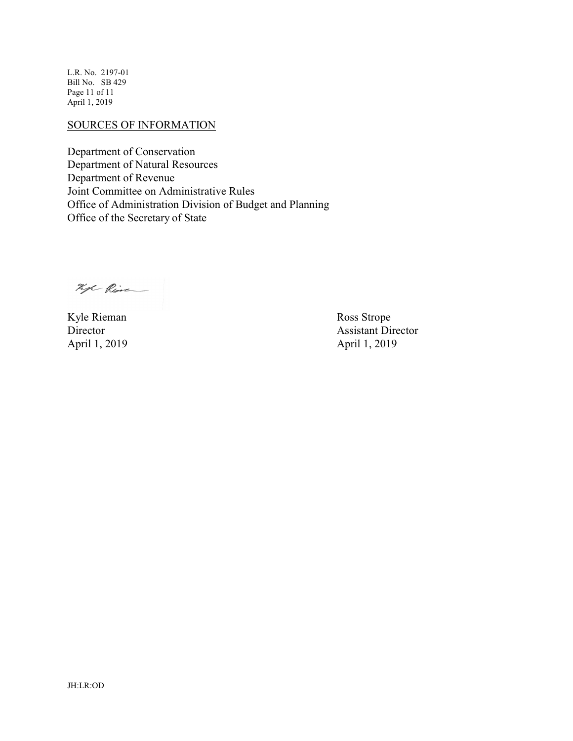## SOURCES OF INFORMATION

Department of Conservation
Department of Natural Resources
Department of Revenue
Joint Committee on Administrative Rules
Office of Administration Division of Budget and Planning
Office of the Secretary of State

Kyle Rieman
Director
April 1, 2019

Ross Strope
Assistant Director
April 1, 2019

JH:LR:OD